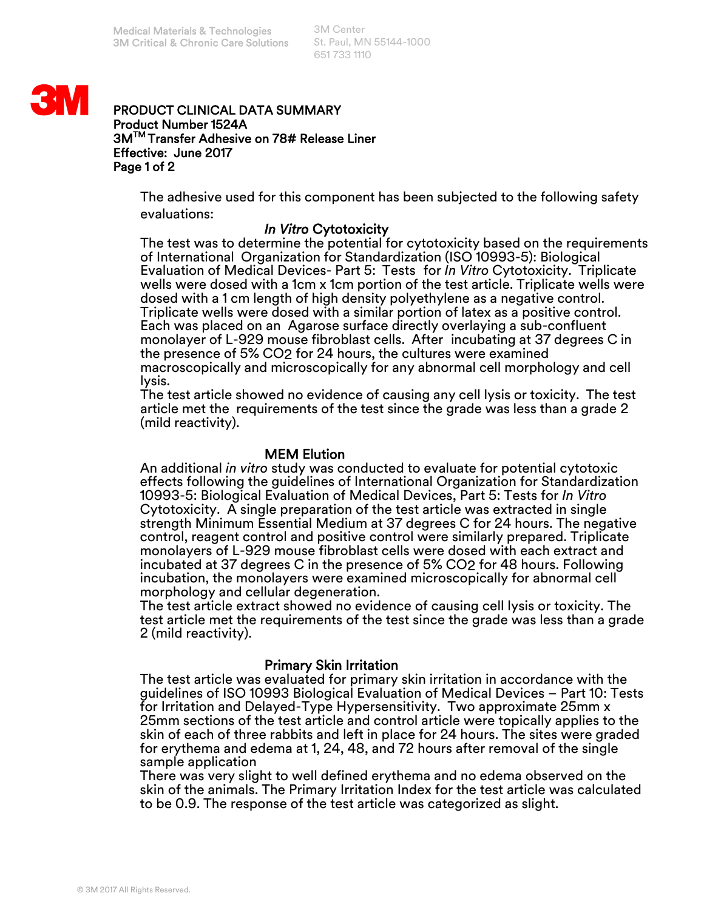Medical Materials & Technologies
3M Critical & Chronic Care Solutions

3M Center
St. Paul, MN 55144-1000
651 733 1110

**PRODUCT CLINICAL DATA SUMMARY**
**Product Number 1524A**
**3M™ Transfer Adhesive on 78# Release Liner**
**Effective: June 2017**

The adhesive used for this component has been subjected to the following safety evaluations:

### *In Vitro* Cytotoxicity

The test was to determine the potential for cytotoxicity based on the requirements of International Organization for Standardization (ISO 10993-5): Biological Evaluation of Medical Devices- Part 5: Tests for *In Vitro* Cytotoxicity. Triplicate wells were dosed with a 1cm x 1cm portion of the test article. Triplicate wells were dosed with a 1 cm length of high density polyethylene as a negative control. Triplicate wells were dosed with a similar portion of latex as a positive control. Each was placed on an Agarose surface directly overlaying a sub-confluent monolayer of L-929 mouse fibroblast cells. After incubating at 37 degrees C in the presence of 5% $CO_2$ for 24 hours, the cultures were examined macroscopically and microscopically for any abnormal cell morphology and cell lysis.

The test article showed no evidence of causing any cell lysis or toxicity. The test article met the requirements of the test since the grade was less than a grade 2 (mild reactivity).

### MEM Elution

An additional *in vitro* study was conducted to evaluate for potential cytotoxic effects following the guidelines of International Organization for Standardization 10993-5: Biological Evaluation of Medical Devices, Part 5: Tests for *In Vitro* Cytotoxicity. A single preparation of the test article was extracted in single strength Minimum Essential Medium at 37 degrees C for 24 hours. The negative control, reagent control and positive control were similarly prepared. Triplicate monolayers of L-929 mouse fibroblast cells were dosed with each extract and incubated at 37 degrees C in the presence of 5% $CO_2$ for 48 hours. Following incubation, the monolayers were examined microscopically for abnormal cell morphology and cellular degeneration.

The test article extract showed no evidence of causing cell lysis or toxicity. The test article met the requirements of the test since the grade was less than a grade 2 (mild reactivity).

### Primary Skin Irritation

The test article was evaluated for primary skin irritation in accordance with the guidelines of ISO 10993 Biological Evaluation of Medical Devices – Part 10: Tests for Irritation and Delayed-Type Hypersensitivity. Two approximate 25mm x 25mm sections of the test article and control article were topically applies to the skin of each of three rabbits and left in place for 24 hours. The sites were graded for erythema and edema at 1, 24, 48, and 72 hours after removal of the single sample application

There was very slight to well defined erythema and no edema observed on the skin of the animals. The Primary Irritation Index for the test article was calculated to be 0.9. The response of the test article was categorized as slight.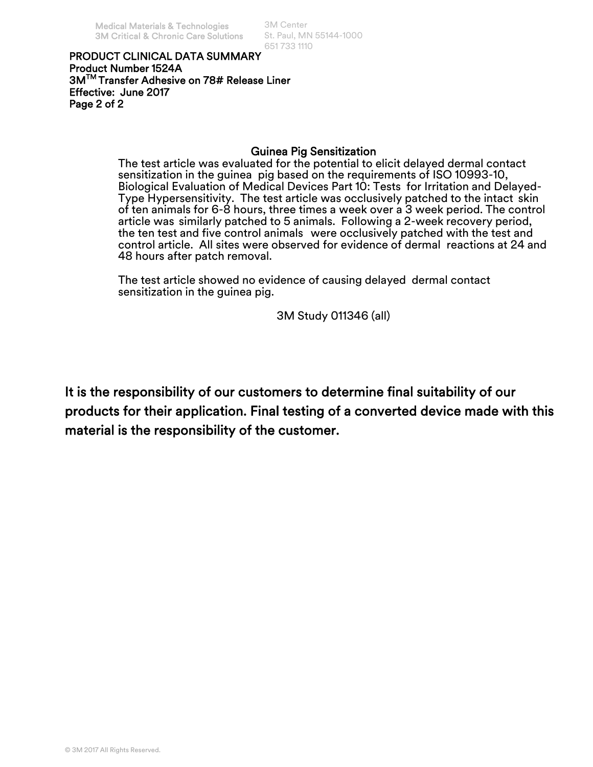## Guinea Pig Sensitization

The test article was evaluated for the potential to elicit delayed dermal contact sensitization in the guinea pig based on the requirements of ISO 10993-10, Biological Evaluation of Medical Devices Part 10: Tests for Irritation and Delayed-Type Hypersensitivity. The test article was occlusively patched to the intact skin of ten animals for 6-8 hours, three times a week over a 3 week period. The control article was similarly patched to 5 animals. Following a 2-week recovery period, the ten test and five control animals were occlusively patched with the test and control article. All sites were observed for evidence of dermal reactions at 24 and 48 hours after patch removal.

The test article showed no evidence of causing delayed dermal contact sensitization in the guinea pig.

3M Study 011346 (all)

**It is the responsibility of our customers to determine final suitability of our products for their application. Final testing of a converted device made with this material is the responsibility of the customer.**